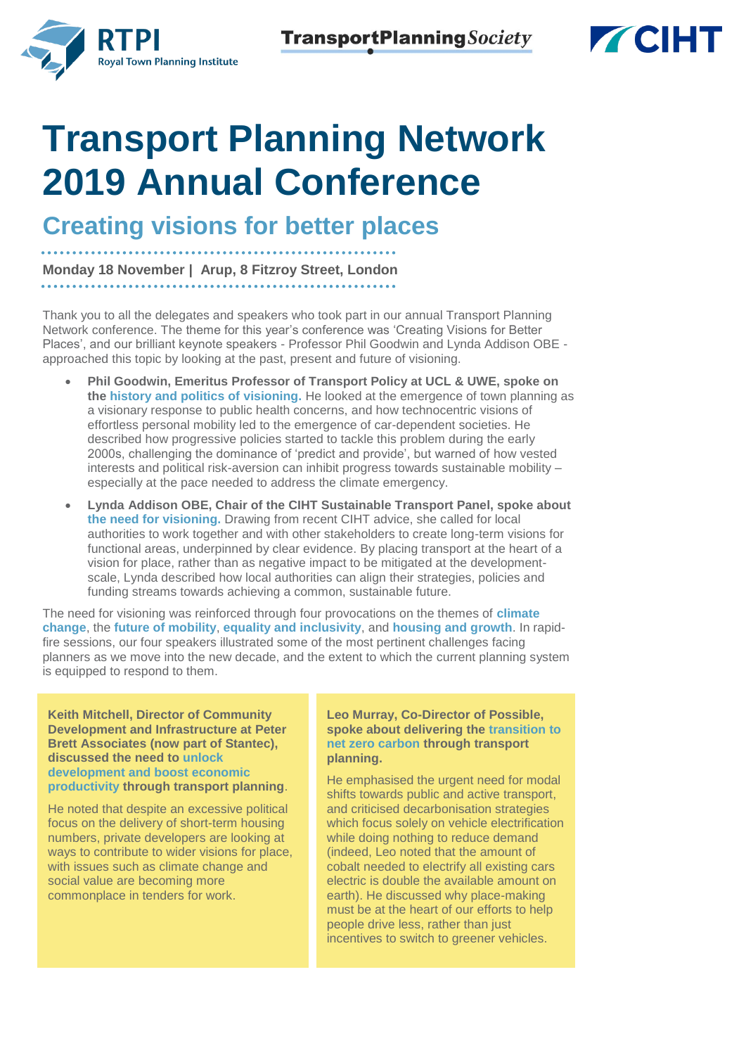# Transport Planning Network 2019 Annual Conference

## Creating visions for better places

**Monday 18 November | Arup, 8 Fitzroy Street, London**

Thank you to all the delegates and speakers who took part in our annual Transport Planning Network conference. The theme for this year's conference was 'Creating Visions for Better Places', and our brilliant keynote speakers - Professor Phil Goodwin and Lynda Addison OBE - approached this topic by looking at the past, present and future of visioning.

- **Phil Goodwin, Emeritus Professor of Transport Policy at UCL & UWE, spoke on the history and politics of visioning.** He looked at the emergence of town planning as a visionary response to public health concerns, and how technocentric visions of effortless personal mobility led to the emergence of car-dependent societies. He described how progressive policies started to tackle this problem during the early 2000s, challenging the dominance of 'predict and provide', but warned of how vested interests and political risk-aversion can inhibit progress towards sustainable mobility – especially at the pace needed to address the climate emergency.
- **Lynda Addison OBE, Chair of the CIHT Sustainable Transport Panel, spoke about the need for visioning.** Drawing from recent CIHT advice, she called for local authorities to work together and with other stakeholders to create long-term visions for functional areas, underpinned by clear evidence. By placing transport at the heart of a vision for place, rather than as negative impact to be mitigated at the development-scale, Lynda described how local authorities can align their strategies, policies and funding streams towards achieving a common, sustainable future.

The need for visioning was reinforced through four provocations on the themes of **climate change**, the **future of mobility**, **equality and inclusivity**, and **housing and growth**. In rapid-fire sessions, our four speakers illustrated some of the most pertinent challenges facing planners as we move into the new decade, and the extent to which the current planning system is equipped to respond to them.

**Keith Mitchell, Director of Community Development and Infrastructure at Peter Brett Associates (now part of Stantec), discussed the need to unlock development and boost economic productivity through transport planning**.

He noted that despite an excessive political focus on the delivery of short-term housing numbers, private developers are looking at ways to contribute to wider visions for place, with issues such as climate change and social value are becoming more commonplace in tenders for work.

**Leo Murray, Co-Director of Possible, spoke about delivering the transition to net zero carbon through transport planning.**

He emphasised the urgent need for modal shifts towards public and active transport, and criticised decarbonisation strategies which focus solely on vehicle electrification while doing nothing to reduce demand (indeed, Leo noted that the amount of cobalt needed to electrify all existing cars electric is double the available amount on earth). He discussed why place-making must be at the heart of our efforts to help people drive less, rather than just incentives to switch to greener vehicles.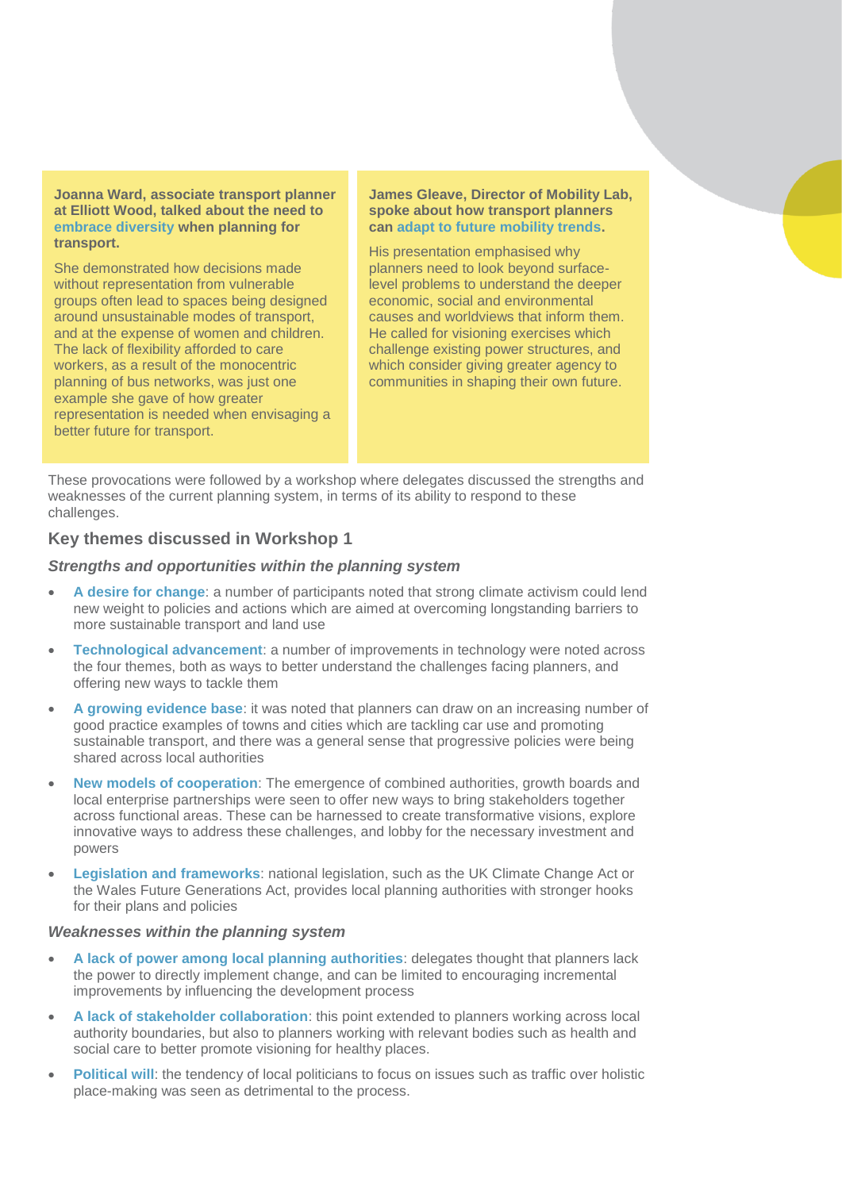**Joanna Ward, associate transport planner at Elliott Wood, talked about the need to embrace diversity when planning for transport.**

She demonstrated how decisions made without representation from vulnerable groups often lead to spaces being designed around unsustainable modes of transport, and at the expense of women and children. The lack of flexibility afforded to care workers, as a result of the monocentric planning of bus networks, was just one example she gave of how greater representation is needed when envisaging a better future for transport.

**James Gleave, Director of Mobility Lab, spoke about how transport planners can adapt to future mobility trends.**

His presentation emphasised why planners need to look beyond surface-level problems to understand the deeper economic, social and environmental causes and worldviews that inform them. He called for visioning exercises which challenge existing power structures, and which consider giving greater agency to communities in shaping their own future.

These provocations were followed by a workshop where delegates discussed the strengths and weaknesses of the current planning system, in terms of its ability to respond to these challenges.

### Key themes discussed in Workshop 1

#### *Strengths and opportunities within the planning system*

- **A desire for change**: a number of participants noted that strong climate activism could lend new weight to policies and actions which are aimed at overcoming longstanding barriers to more sustainable transport and land use
- **Technological advancement**: a number of improvements in technology were noted across the four themes, both as ways to better understand the challenges facing planners, and offering new ways to tackle them
- **A growing evidence base**: it was noted that planners can draw on an increasing number of good practice examples of towns and cities which are tackling car use and promoting sustainable transport, and there was a general sense that progressive policies were being shared across local authorities
- **New models of cooperation**: The emergence of combined authorities, growth boards and local enterprise partnerships were seen to offer new ways to bring stakeholders together across functional areas. These can be harnessed to create transformative visions, explore innovative ways to address these challenges, and lobby for the necessary investment and powers
- **Legislation and frameworks**: national legislation, such as the UK Climate Change Act or the Wales Future Generations Act, provides local planning authorities with stronger hooks for their plans and policies

#### *Weaknesses within the planning system*

- **A lack of power among local planning authorities**: delegates thought that planners lack the power to directly implement change, and can be limited to encouraging incremental improvements by influencing the development process
- **A lack of stakeholder collaboration**: this point extended to planners working across local authority boundaries, but also to planners working with relevant bodies such as health and social care to better promote visioning for healthy places.
- **Political will**: the tendency of local politicians to focus on issues such as traffic over holistic place-making was seen as detrimental to the process.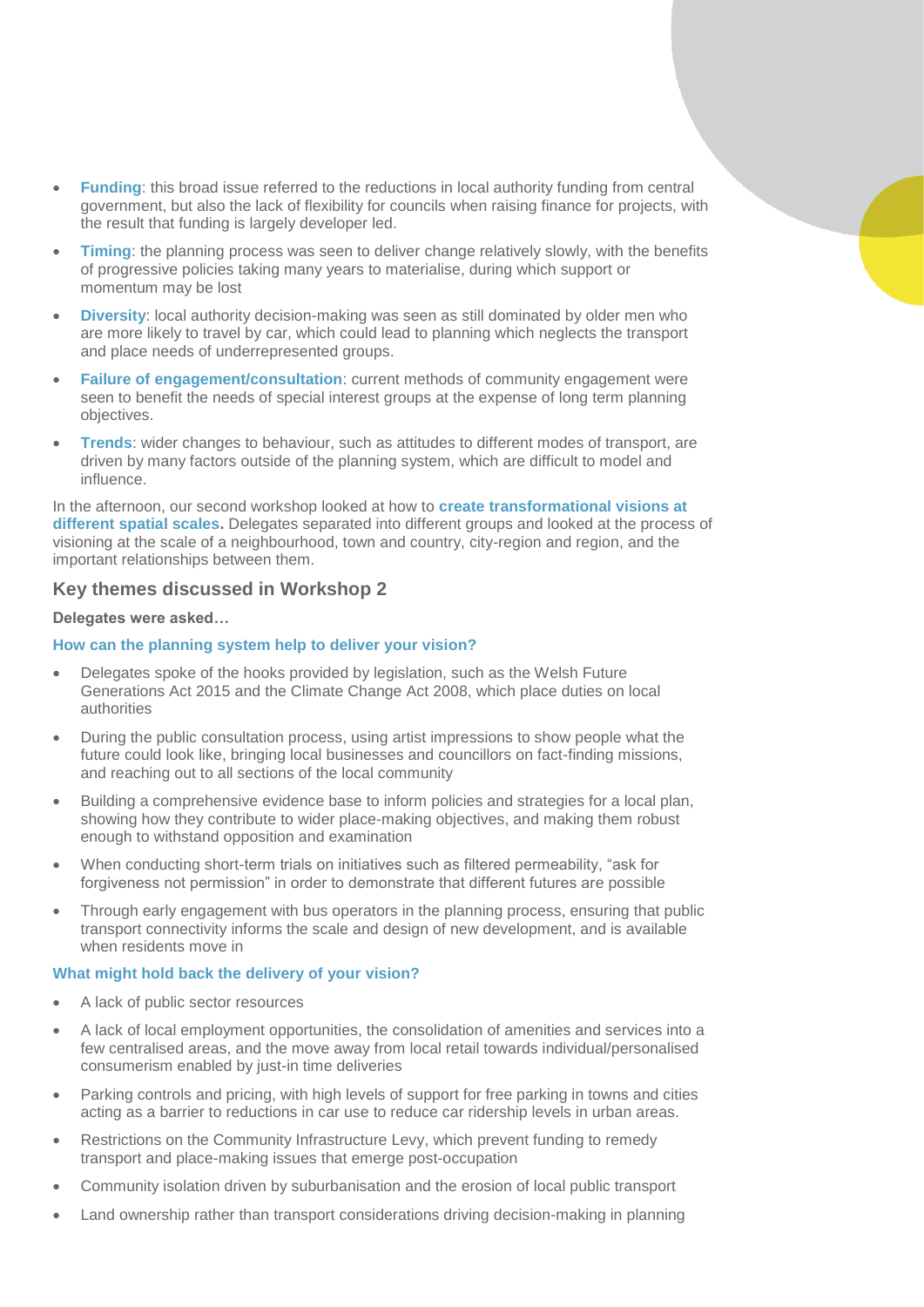- **Funding**: this broad issue referred to the reductions in local authority funding from central government, but also the lack of flexibility for councils when raising finance for projects, with the result that funding is largely developer led.
- **Timing**: the planning process was seen to deliver change relatively slowly, with the benefits of progressive policies taking many years to materialise, during which support or momentum may be lost
- **Diversity**: local authority decision-making was seen as still dominated by older men who are more likely to travel by car, which could lead to planning which neglects the transport and place needs of underrepresented groups.
- **Failure of engagement/consultation**: current methods of community engagement were seen to benefit the needs of special interest groups at the expense of long term planning objectives.
- **Trends**: wider changes to behaviour, such as attitudes to different modes of transport, are driven by many factors outside of the planning system, which are difficult to model and influence.

In the afternoon, our second workshop looked at how to **create transformational visions at different spatial scales.** Delegates separated into different groups and looked at the process of visioning at the scale of a neighbourhood, town and country, city-region and region, and the important relationships between them.

## Key themes discussed in Workshop 2

**Delegates were asked…**

### How can the planning system help to deliver your vision?

- Delegates spoke of the hooks provided by legislation, such as the Welsh Future Generations Act 2015 and the Climate Change Act 2008, which place duties on local authorities
- During the public consultation process, using artist impressions to show people what the future could look like, bringing local businesses and councillors on fact-finding missions, and reaching out to all sections of the local community
- Building a comprehensive evidence base to inform policies and strategies for a local plan, showing how they contribute to wider place-making objectives, and making them robust enough to withstand opposition and examination
- When conducting short-term trials on initiatives such as filtered permeability, "ask for forgiveness not permission" in order to demonstrate that different futures are possible
- Through early engagement with bus operators in the planning process, ensuring that public transport connectivity informs the scale and design of new development, and is available when residents move in

### What might hold back the delivery of your vision?

- A lack of public sector resources
- A lack of local employment opportunities, the consolidation of amenities and services into a few centralised areas, and the move away from local retail towards individual/personalised consumerism enabled by just-in time deliveries
- Parking controls and pricing, with high levels of support for free parking in towns and cities acting as a barrier to reductions in car use to reduce car ridership levels in urban areas.
- Restrictions on the Community Infrastructure Levy, which prevent funding to remedy transport and place-making issues that emerge post-occupation
- Community isolation driven by suburbanisation and the erosion of local public transport
- Land ownership rather than transport considerations driving decision-making in planning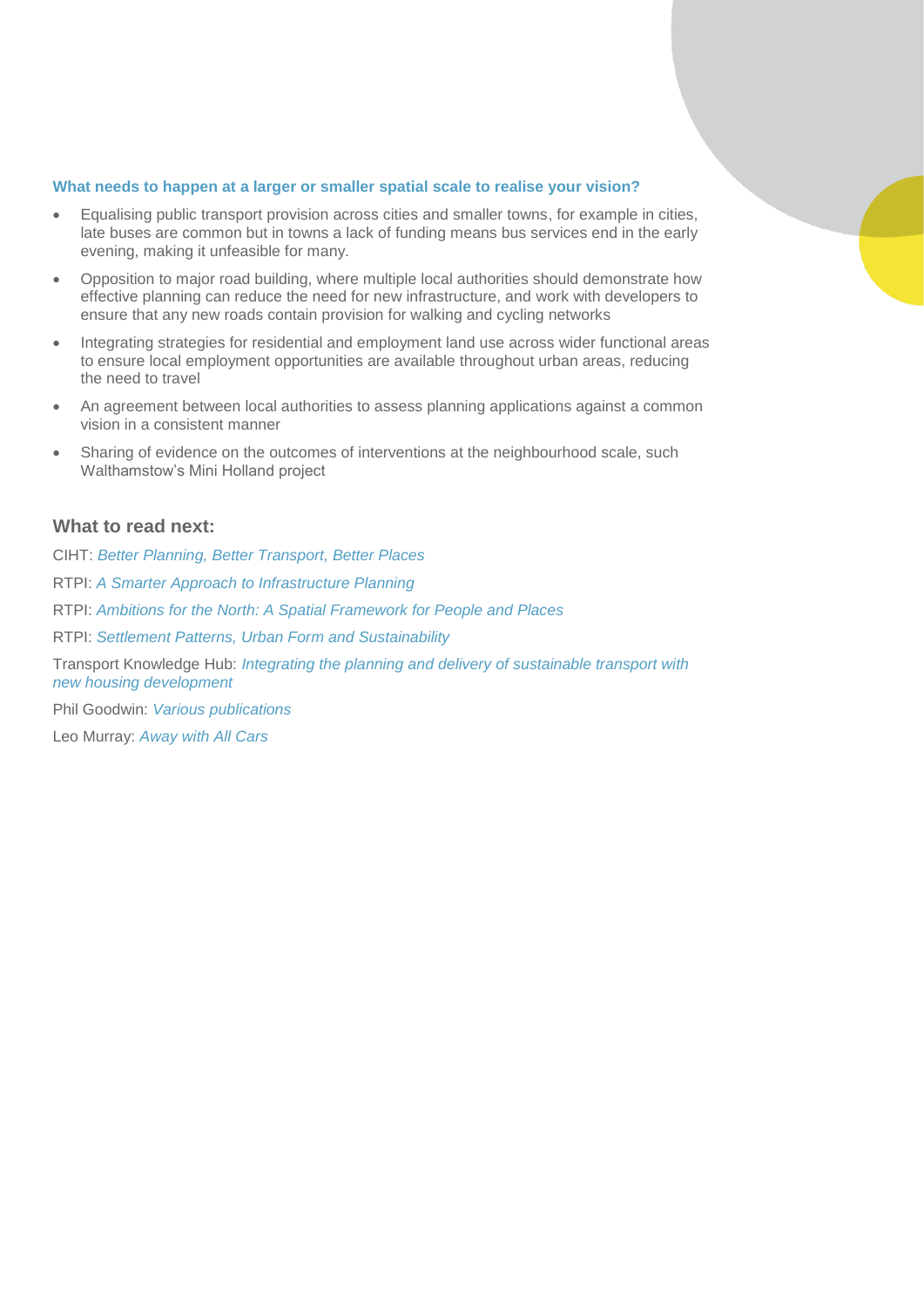**What needs to happen at a larger or smaller spatial scale to realise your vision?**

- Equalising public transport provision across cities and smaller towns, for example in cities, late buses are common but in towns a lack of funding means bus services end in the early evening, making it unfeasible for many.
- Opposition to major road building, where multiple local authorities should demonstrate how effective planning can reduce the need for new infrastructure, and work with developers to ensure that any new roads contain provision for walking and cycling networks
- Integrating strategies for residential and employment land use across wider functional areas to ensure local employment opportunities are available throughout urban areas, reducing the need to travel
- An agreement between local authorities to assess planning applications against a common vision in a consistent manner
- Sharing of evidence on the outcomes of interventions at the neighbourhood scale, such Walthamstow's Mini Holland project

## What to read next:

CIHT: *Better Planning, Better Transport, Better Places*

RTPI: *A Smarter Approach to Infrastructure Planning*

RTPI: *Ambitions for the North: A Spatial Framework for People and Places*

RTPI: *Settlement Patterns, Urban Form and Sustainability*

Transport Knowledge Hub: *Integrating the planning and delivery of sustainable transport with new housing development*

Phil Goodwin: *Various publications*

Leo Murray: *Away with All Cars*